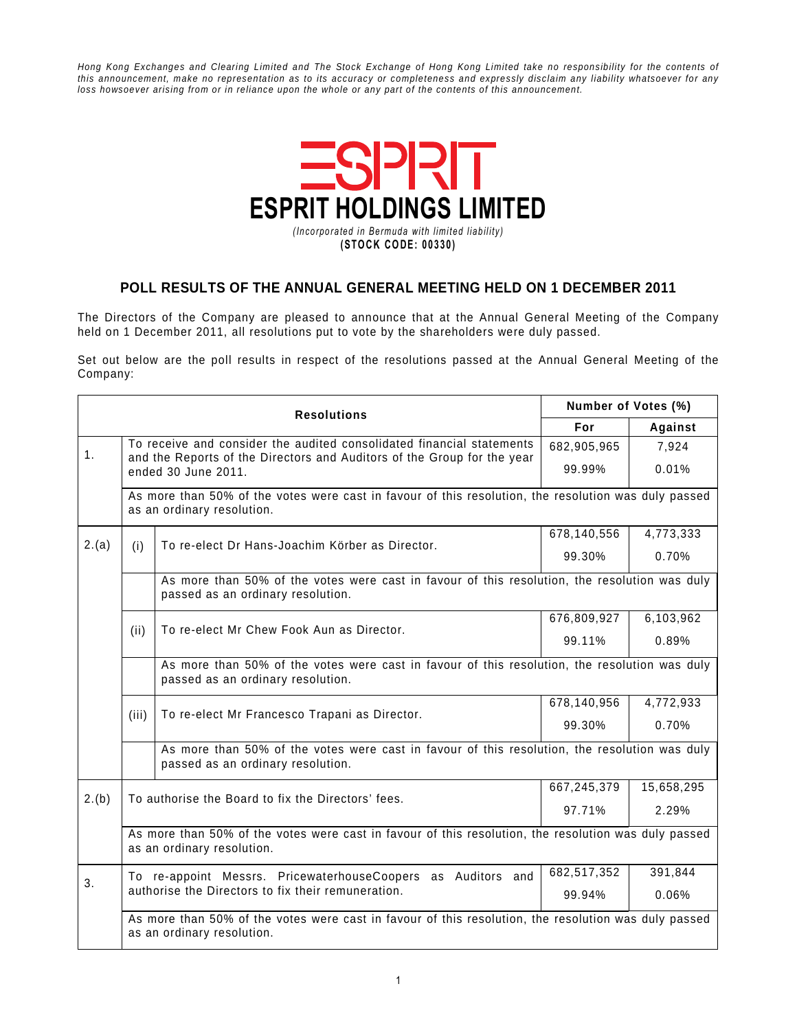*Hong Kong Exchanges and Clearing Limited and The Stock Exchange of Hong Kong Limited take no responsibility for the contents of this announcement, make no representation as to its accuracy or completeness and expressly disclaim any liability whatsoever for any loss howsoever arising from or in reliance upon the whole or any part of the contents of this announcement.*

# ESPRIT HOLDINGS LIMITED

*(Incorporated in Bermuda with limited liability)*

**(STOCK CODE: 00330)**

## POLL RESULTS OF THE ANNUAL GENERAL MEETING HELD ON 1 DECEMBER 2011

The Directors of the Company are pleased to announce that at the Annual General Meeting of the Company held on 1 December 2011, all resolutions put to vote by the shareholders were duly passed.

Set out below are the poll results in respect of the resolutions passed at the Annual General Meeting of the Company:

| Resolutions | | | Number of Votes (%) | |
|---|---|---|---|---|
| | | | **For** | **Against** |
| 1. | To receive and consider the audited consolidated financial statements and the Reports of the Directors and Auditors of the Group for the year ended 30 June 2011. | | 682,905,965<br>99.99% | 7,924<br>0.01% |
| | As more than 50% of the votes were cast in favour of this resolution, the resolution was duly passed as an ordinary resolution. | | | |
| 2.(a) | (i) | To re-elect Dr Hans-Joachim Körber as Director. | 678,140,556<br>99.30% | 4,773,333<br>0.70% |
| | | As more than 50% of the votes were cast in favour of this resolution, the resolution was duly passed as an ordinary resolution. | | |
| | (ii) | To re-elect Mr Chew Fook Aun as Director. | 676,809,927<br>99.11% | 6,103,962<br>0.89% |
| | | As more than 50% of the votes were cast in favour of this resolution, the resolution was duly passed as an ordinary resolution. | | |
| | (iii) | To re-elect Mr Francesco Trapani as Director. | 678,140,956<br>99.30% | 4,772,933<br>0.70% |
| | | As more than 50% of the votes were cast in favour of this resolution, the resolution was duly passed as an ordinary resolution. | | |
| 2.(b) | To authorise the Board to fix the Directors' fees. | | 667,245,379<br>97.71% | 15,658,295<br>2.29% |
| | As more than 50% of the votes were cast in favour of this resolution, the resolution was duly passed as an ordinary resolution. | | | |
| 3. | To re-appoint Messrs. PricewaterhouseCoopers as Auditors and authorise the Directors to fix their remuneration. | | 682,517,352<br>99.94% | 391,844<br>0.06% |
| | As more than 50% of the votes were cast in favour of this resolution, the resolution was duly passed as an ordinary resolution. | | | |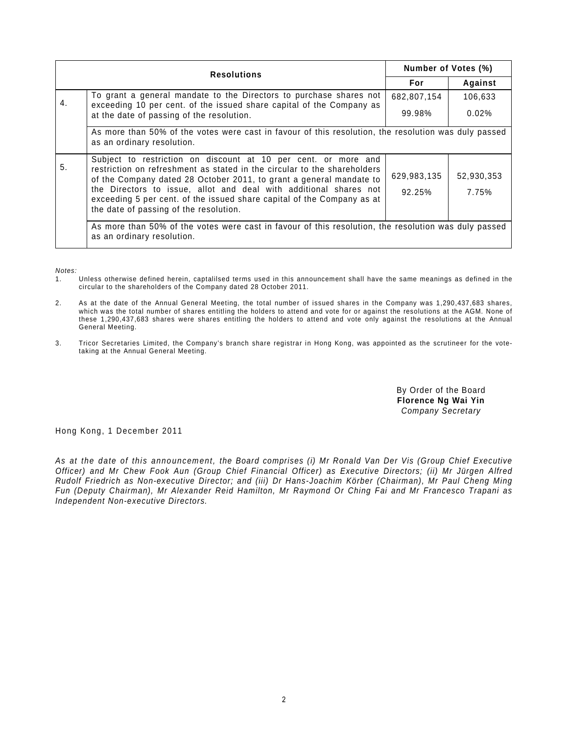| Resolutions | | Number of Votes (%) | |
|---|---|---|---|
| | | For | Against |
| 4. | To grant a general mandate to the Directors to purchase shares not exceeding 10 per cent. of the issued share capital of the Company as at the date of passing of the resolution. | 682,807,154<br>99.98% | 106,633<br>0.02% |
| | As more than 50% of the votes were cast in favour of this resolution, the resolution was duly passed as an ordinary resolution. | | |
| 5. | Subject to restriction on discount at 10 per cent. or more and restriction on refreshment as stated in the circular to the shareholders of the Company dated 28 October 2011, to grant a general mandate to the Directors to issue, allot and deal with additional shares not exceeding 5 per cent. of the issued share capital of the Company as at the date of passing of the resolution. | 629,983,135<br>92.25% | 52,930,353<br>7.75% |
| | As more than 50% of the votes were cast in favour of this resolution, the resolution was duly passed as an ordinary resolution. | | |

*Notes:*

1. Unless otherwise defined herein, captalilsed terms used in this announcement shall have the same meanings as defined in the circular to the shareholders of the Company dated 28 October 2011.

2. As at the date of the Annual General Meeting, the total number of issued shares in the Company was 1,290,437,683 shares, which was the total number of shares entitling the holders to attend and vote for or against the resolutions at the AGM. None of these 1,290,437,683 shares were shares entitling the holders to attend and vote only against the resolutions at the Annual General Meeting.

3. Tricor Secretaries Limited, the Company's branch share registrar in Hong Kong, was appointed as the scrutineer for the vote-taking at the Annual General Meeting.

By Order of the Board
**Florence Ng Wai Yin**
*Company Secretary*

Hong Kong, 1 December 2011

*As at the date of this announcement, the Board comprises (i) Mr Ronald Van Der Vis (Group Chief Executive Officer) and Mr Chew Fook Aun (Group Chief Financial Officer) as Executive Directors; (ii) Mr Jürgen Alfred Rudolf Friedrich as Non-executive Director; and (iii) Dr Hans-Joachim Körber (Chairman), Mr Paul Cheng Ming Fun (Deputy Chairman), Mr Alexander Reid Hamilton, Mr Raymond Or Ching Fai and Mr Francesco Trapani as Independent Non-executive Directors.*